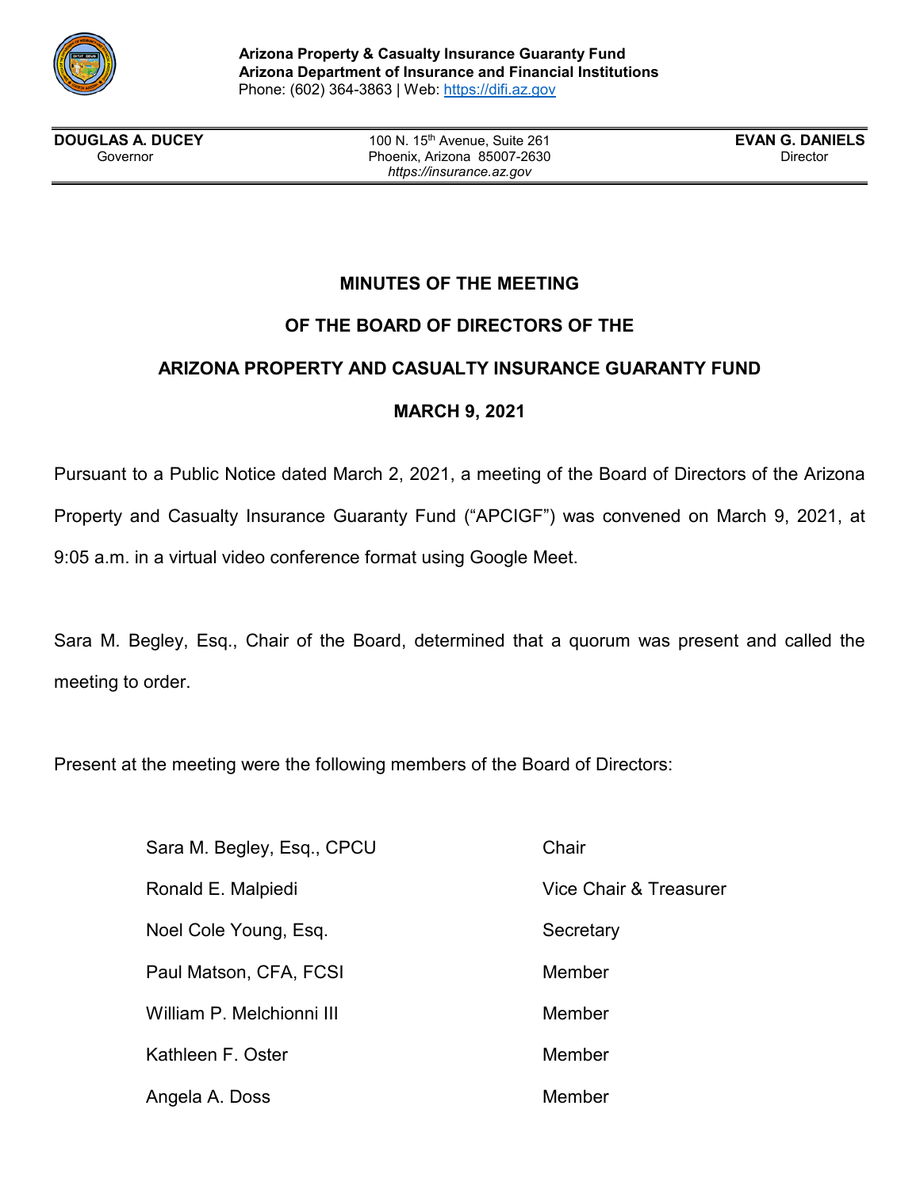**Arizona Property & Casualty Insurance Guaranty Fund**
**Arizona Department of Insurance and Financial Institutions**
Phone: (602) 364-3863 | Web: https://difi.az.gov

| **DOUGLAS A. DUCEY** Governor | 100 N. 15th Avenue, Suite 261 Phoenix, Arizona 85007-2630 *https://insurance.az.gov* | **EVAN G. DANIELS** Director |
|---|---|---|

**MINUTES OF THE MEETING**

**OF THE BOARD OF DIRECTORS OF THE**

**ARIZONA PROPERTY AND CASUALTY INSURANCE GUARANTY FUND**

**MARCH 9, 2021**

Pursuant to a Public Notice dated March 2, 2021, a meeting of the Board of Directors of the Arizona Property and Casualty Insurance Guaranty Fund ("APCIGF") was convened on March 9, 2021, at 9:05 a.m. in a virtual video conference format using Google Meet.

Sara M. Begley, Esq., Chair of the Board, determined that a quorum was present and called the meeting to order.

Present at the meeting were the following members of the Board of Directors:

| | |
|---|---|
| Sara M. Begley, Esq., CPCU | Chair |
| Ronald E. Malpiedi | Vice Chair & Treasurer |
| Noel Cole Young, Esq. | Secretary |
| Paul Matson, CFA, FCSI | Member |
| William P. Melchionni III | Member |
| Kathleen F. Oster | Member |
| Angela A. Doss | Member |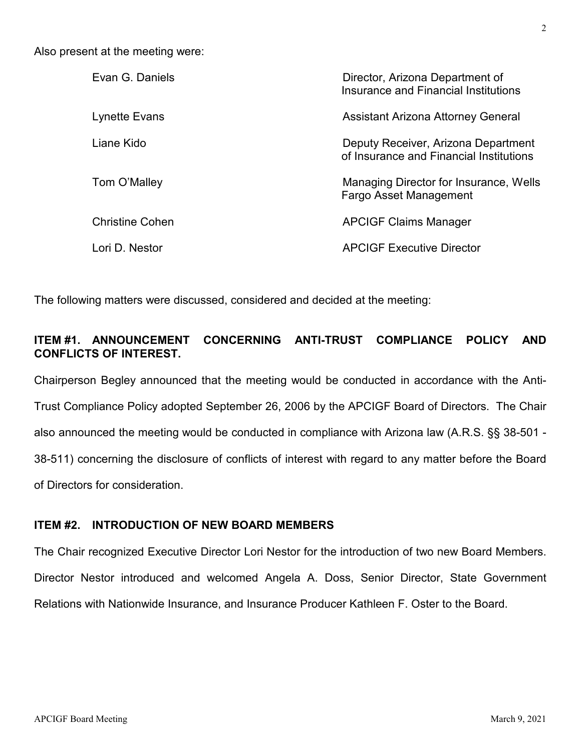Also present at the meeting were:

| | |
|---|---|
| Evan G. Daniels | Director, Arizona Department of Insurance and Financial Institutions |
| Lynette Evans | Assistant Arizona Attorney General |
| Liane Kido | Deputy Receiver, Arizona Department of Insurance and Financial Institutions |
| Tom O'Malley | Managing Director for Insurance, Wells Fargo Asset Management |
| Christine Cohen | APCIGF Claims Manager |
| Lori D. Nestor | APCIGF Executive Director |

The following matters were discussed, considered and decided at the meeting:

**ITEM #1. ANNOUNCEMENT CONCERNING ANTI-TRUST COMPLIANCE POLICY AND CONFLICTS OF INTEREST.**

Chairperson Begley announced that the meeting would be conducted in accordance with the Anti-Trust Compliance Policy adopted September 26, 2006 by the APCIGF Board of Directors. The Chair also announced the meeting would be conducted in compliance with Arizona law (A.R.S. §§ 38-501 - 38-511) concerning the disclosure of conflicts of interest with regard to any matter before the Board of Directors for consideration.

**ITEM #2. INTRODUCTION OF NEW BOARD MEMBERS**

The Chair recognized Executive Director Lori Nestor for the introduction of two new Board Members. Director Nestor introduced and welcomed Angela A. Doss, Senior Director, State Government Relations with Nationwide Insurance, and Insurance Producer Kathleen F. Oster to the Board.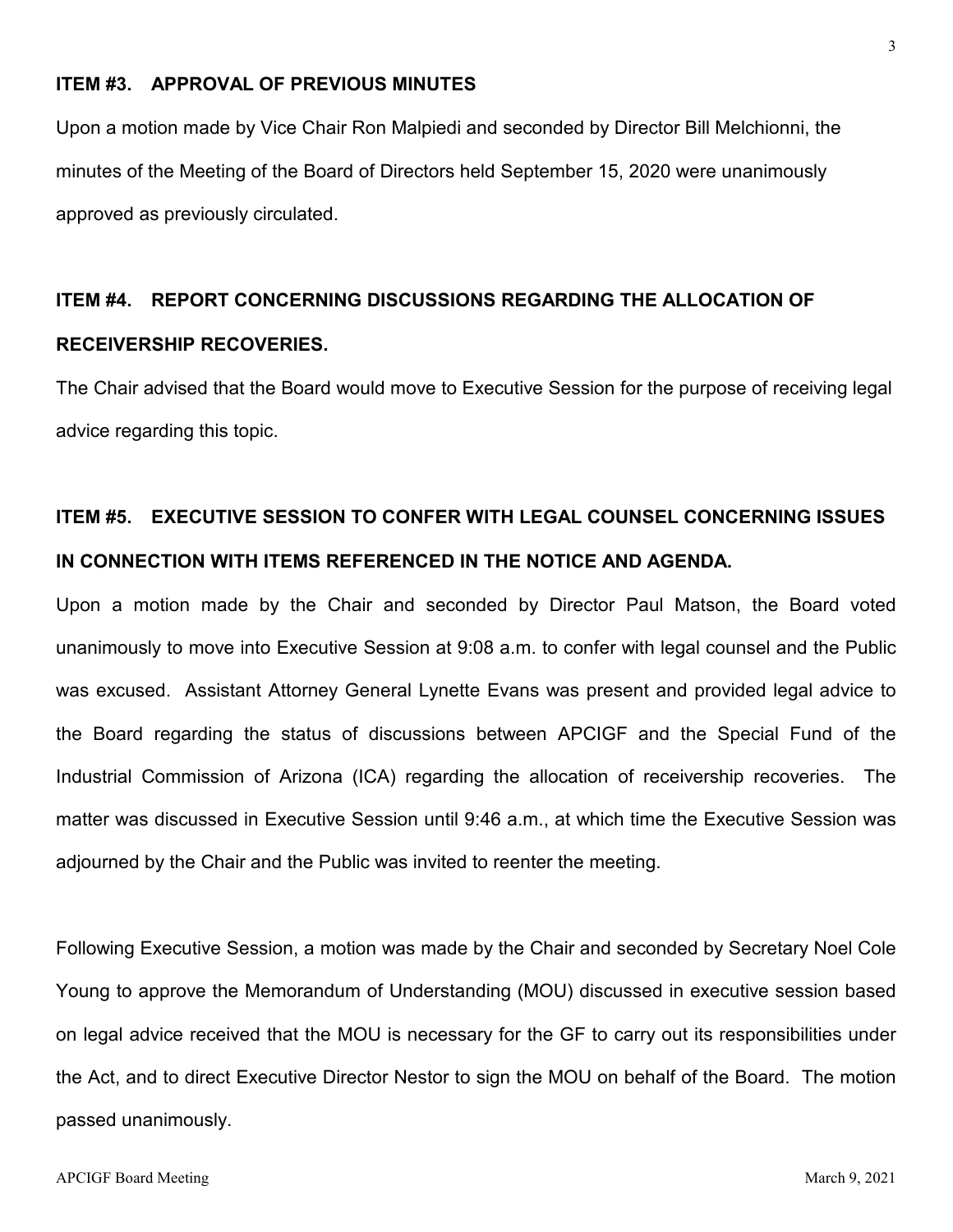## ITEM #3. APPROVAL OF PREVIOUS MINUTES

Upon a motion made by Vice Chair Ron Malpiedi and seconded by Director Bill Melchionni, the minutes of the Meeting of the Board of Directors held September 15, 2020 were unanimously approved as previously circulated.

## ITEM #4. REPORT CONCERNING DISCUSSIONS REGARDING THE ALLOCATION OF RECEIVERSHIP RECOVERIES.

The Chair advised that the Board would move to Executive Session for the purpose of receiving legal advice regarding this topic.

## ITEM #5. EXECUTIVE SESSION TO CONFER WITH LEGAL COUNSEL CONCERNING ISSUES IN CONNECTION WITH ITEMS REFERENCED IN THE NOTICE AND AGENDA.

Upon a motion made by the Chair and seconded by Director Paul Matson, the Board voted unanimously to move into Executive Session at 9:08 a.m. to confer with legal counsel and the Public was excused. Assistant Attorney General Lynette Evans was present and provided legal advice to the Board regarding the status of discussions between APCIGF and the Special Fund of the Industrial Commission of Arizona (ICA) regarding the allocation of receivership recoveries. The matter was discussed in Executive Session until 9:46 a.m., at which time the Executive Session was adjourned by the Chair and the Public was invited to reenter the meeting.

Following Executive Session, a motion was made by the Chair and seconded by Secretary Noel Cole Young to approve the Memorandum of Understanding (MOU) discussed in executive session based on legal advice received that the MOU is necessary for the GF to carry out its responsibilities under the Act, and to direct Executive Director Nestor to sign the MOU on behalf of the Board. The motion passed unanimously.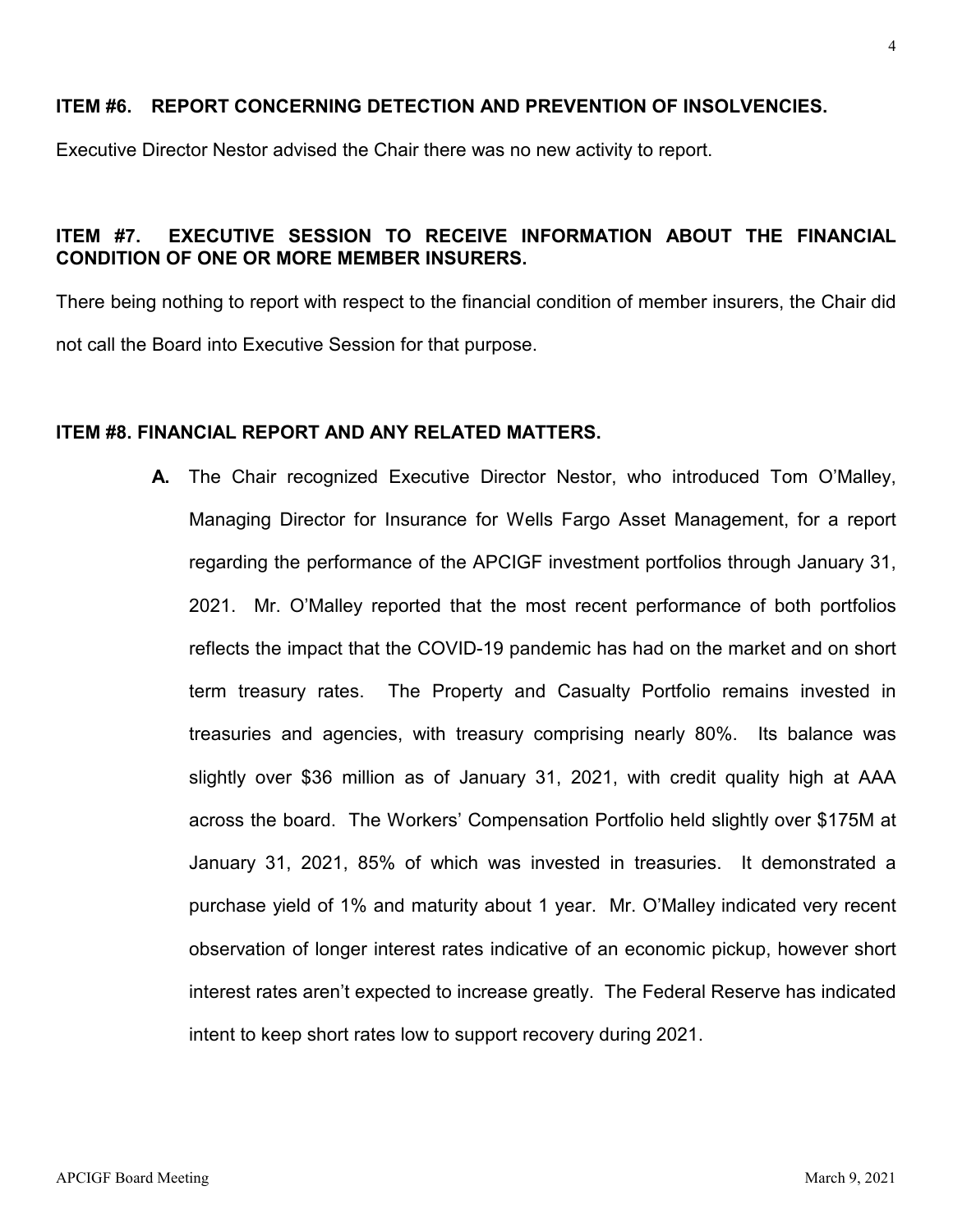**ITEM #6. REPORT CONCERNING DETECTION AND PREVENTION OF INSOLVENCIES.**

Executive Director Nestor advised the Chair there was no new activity to report.

**ITEM #7. EXECUTIVE SESSION TO RECEIVE INFORMATION ABOUT THE FINANCIAL CONDITION OF ONE OR MORE MEMBER INSURERS.**

There being nothing to report with respect to the financial condition of member insurers, the Chair did not call the Board into Executive Session for that purpose.

**ITEM #8. FINANCIAL REPORT AND ANY RELATED MATTERS.**

**A.** The Chair recognized Executive Director Nestor, who introduced Tom O'Malley, Managing Director for Insurance for Wells Fargo Asset Management, for a report regarding the performance of the APCIGF investment portfolios through January 31, 2021. Mr. O'Malley reported that the most recent performance of both portfolios reflects the impact that the COVID-19 pandemic has had on the market and on short term treasury rates. The Property and Casualty Portfolio remains invested in treasuries and agencies, with treasury comprising nearly 80%. Its balance was slightly over $36 million as of January 31, 2021, with credit quality high at AAA across the board. The Workers' Compensation Portfolio held slightly over $175M at January 31, 2021, 85% of which was invested in treasuries. It demonstrated a purchase yield of 1% and maturity about 1 year. Mr. O'Malley indicated very recent observation of longer interest rates indicative of an economic pickup, however short interest rates aren't expected to increase greatly. The Federal Reserve has indicated intent to keep short rates low to support recovery during 2021.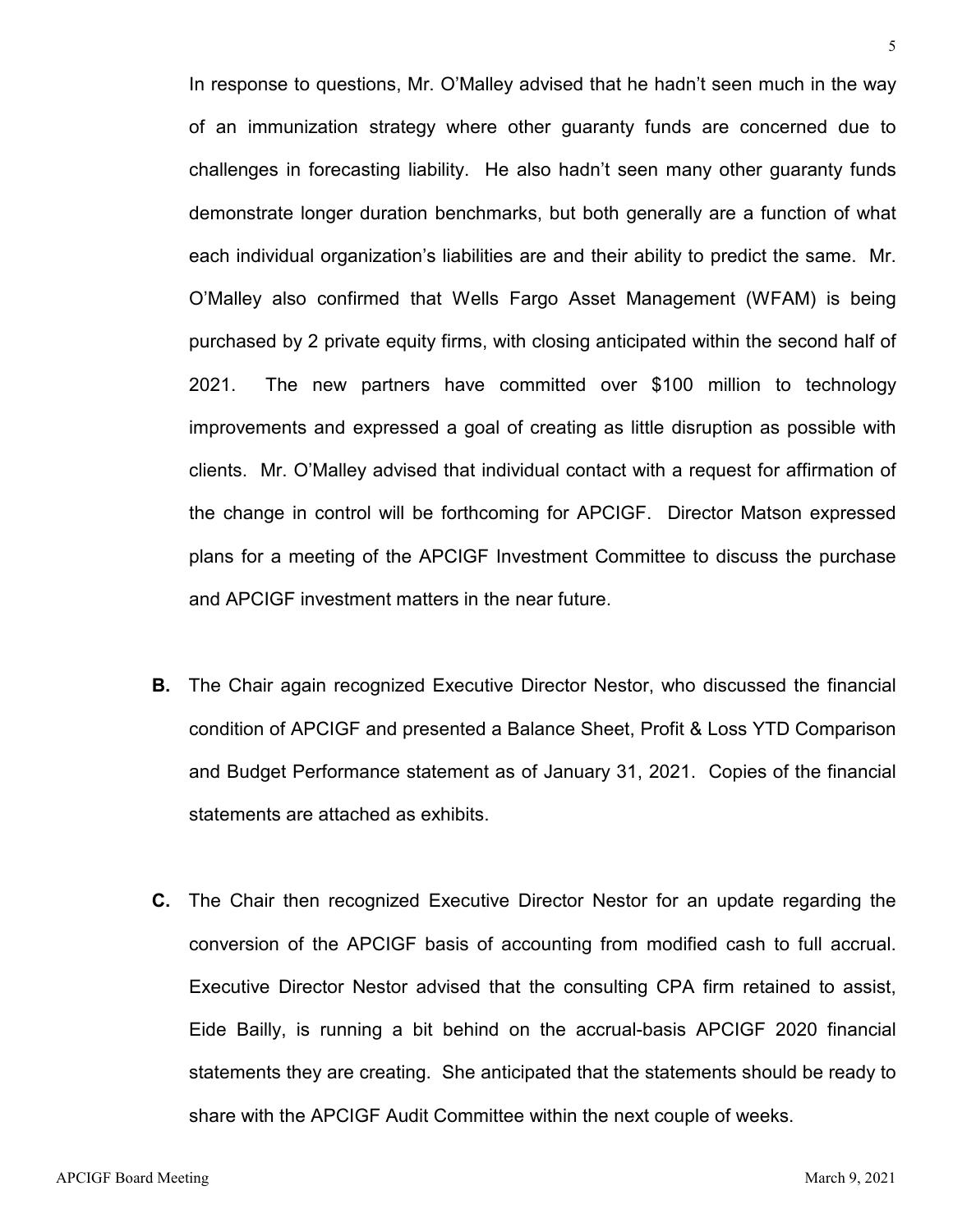In response to questions, Mr. O'Malley advised that he hadn't seen much in the way of an immunization strategy where other guaranty funds are concerned due to challenges in forecasting liability. He also hadn't seen many other guaranty funds demonstrate longer duration benchmarks, but both generally are a function of what each individual organization's liabilities are and their ability to predict the same. Mr. O'Malley also confirmed that Wells Fargo Asset Management (WFAM) is being purchased by 2 private equity firms, with closing anticipated within the second half of 2021. The new partners have committed over $100 million to technology improvements and expressed a goal of creating as little disruption as possible with clients. Mr. O'Malley advised that individual contact with a request for affirmation of the change in control will be forthcoming for APCIGF. Director Matson expressed plans for a meeting of the APCIGF Investment Committee to discuss the purchase and APCIGF investment matters in the near future.

**B.** The Chair again recognized Executive Director Nestor, who discussed the financial condition of APCIGF and presented a Balance Sheet, Profit & Loss YTD Comparison and Budget Performance statement as of January 31, 2021. Copies of the financial statements are attached as exhibits.

**C.** The Chair then recognized Executive Director Nestor for an update regarding the conversion of the APCIGF basis of accounting from modified cash to full accrual. Executive Director Nestor advised that the consulting CPA firm retained to assist, Eide Bailly, is running a bit behind on the accrual-basis APCIGF 2020 financial statements they are creating. She anticipated that the statements should be ready to share with the APCIGF Audit Committee within the next couple of weeks.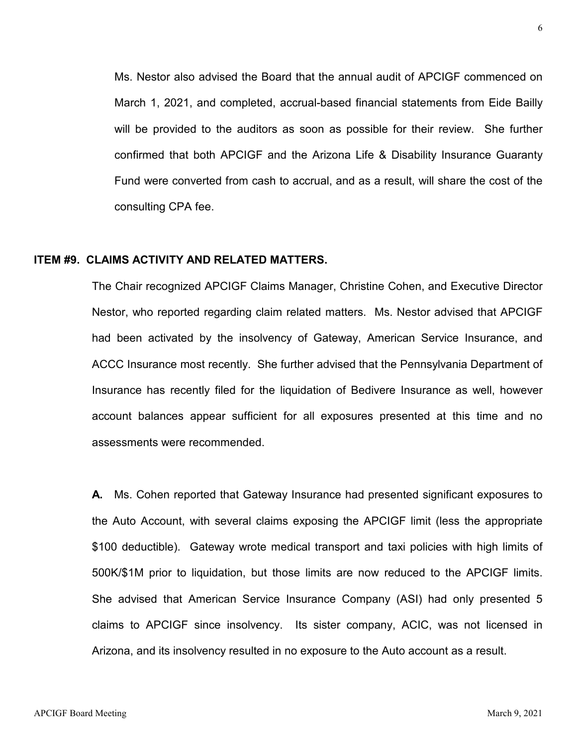Ms. Nestor also advised the Board that the annual audit of APCIGF commenced on March 1, 2021, and completed, accrual-based financial statements from Eide Bailly will be provided to the auditors as soon as possible for their review. She further confirmed that both APCIGF and the Arizona Life & Disability Insurance Guaranty Fund were converted from cash to accrual, and as a result, will share the cost of the consulting CPA fee.

**ITEM #9. CLAIMS ACTIVITY AND RELATED MATTERS.**

The Chair recognized APCIGF Claims Manager, Christine Cohen, and Executive Director Nestor, who reported regarding claim related matters. Ms. Nestor advised that APCIGF had been activated by the insolvency of Gateway, American Service Insurance, and ACCC Insurance most recently. She further advised that the Pennsylvania Department of Insurance has recently filed for the liquidation of Bedivere Insurance as well, however account balances appear sufficient for all exposures presented at this time and no assessments were recommended.

**A.** Ms. Cohen reported that Gateway Insurance had presented significant exposures to the Auto Account, with several claims exposing the APCIGF limit (less the appropriate $100 deductible). Gateway wrote medical transport and taxi policies with high limits of 500K/$1M prior to liquidation, but those limits are now reduced to the APCIGF limits. She advised that American Service Insurance Company (ASI) had only presented 5 claims to APCIGF since insolvency. Its sister company, ACIC, was not licensed in Arizona, and its insolvency resulted in no exposure to the Auto account as a result.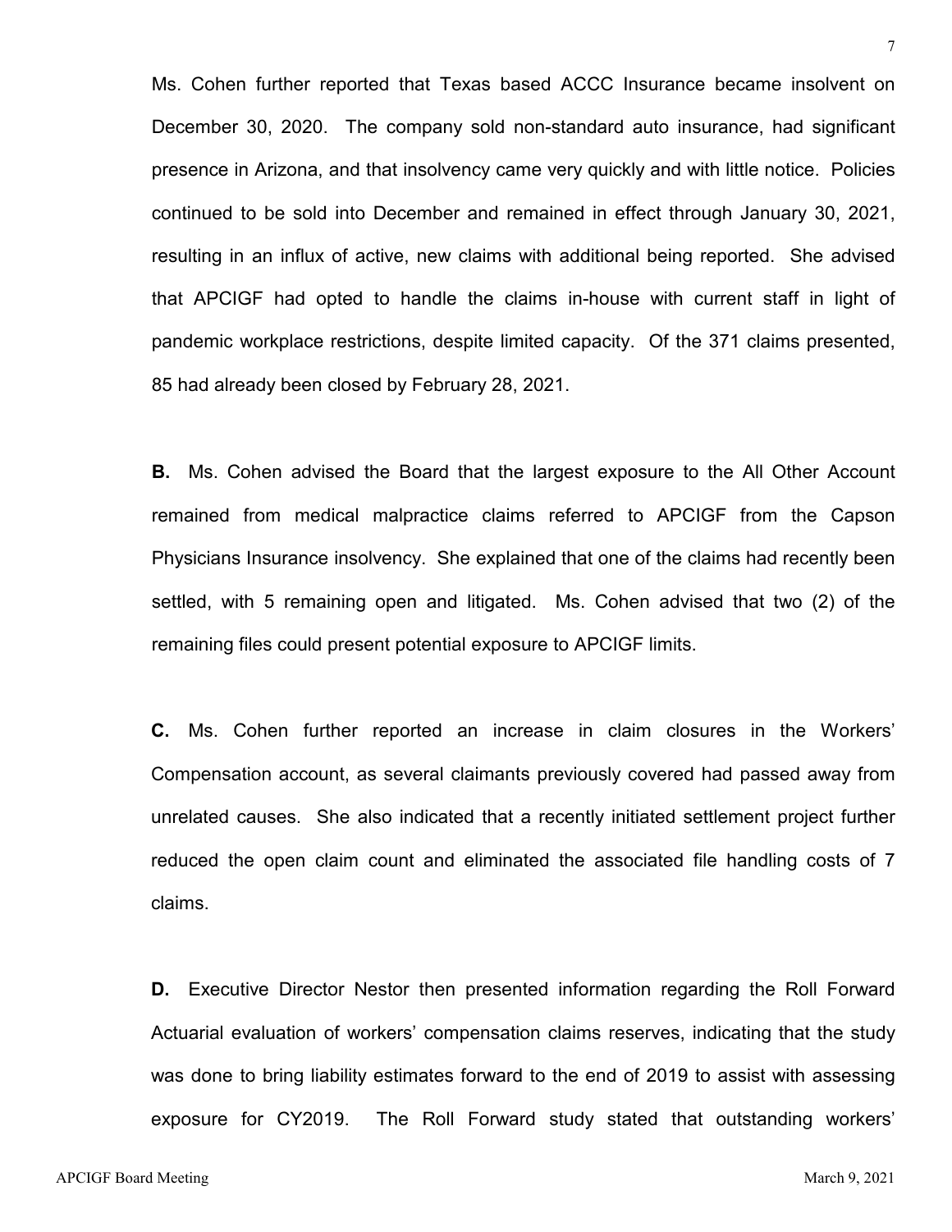Ms. Cohen further reported that Texas based ACCC Insurance became insolvent on December 30, 2020. The company sold non-standard auto insurance, had significant presence in Arizona, and that insolvency came very quickly and with little notice. Policies continued to be sold into December and remained in effect through January 30, 2021, resulting in an influx of active, new claims with additional being reported. She advised that APCIGF had opted to handle the claims in-house with current staff in light of pandemic workplace restrictions, despite limited capacity. Of the 371 claims presented, 85 had already been closed by February 28, 2021.

**B.** Ms. Cohen advised the Board that the largest exposure to the All Other Account remained from medical malpractice claims referred to APCIGF from the Capson Physicians Insurance insolvency. She explained that one of the claims had recently been settled, with 5 remaining open and litigated. Ms. Cohen advised that two (2) of the remaining files could present potential exposure to APCIGF limits.

**C.** Ms. Cohen further reported an increase in claim closures in the Workers' Compensation account, as several claimants previously covered had passed away from unrelated causes. She also indicated that a recently initiated settlement project further reduced the open claim count and eliminated the associated file handling costs of 7 claims.

**D.** Executive Director Nestor then presented information regarding the Roll Forward Actuarial evaluation of workers' compensation claims reserves, indicating that the study was done to bring liability estimates forward to the end of 2019 to assist with assessing exposure for CY2019. The Roll Forward study stated that outstanding workers'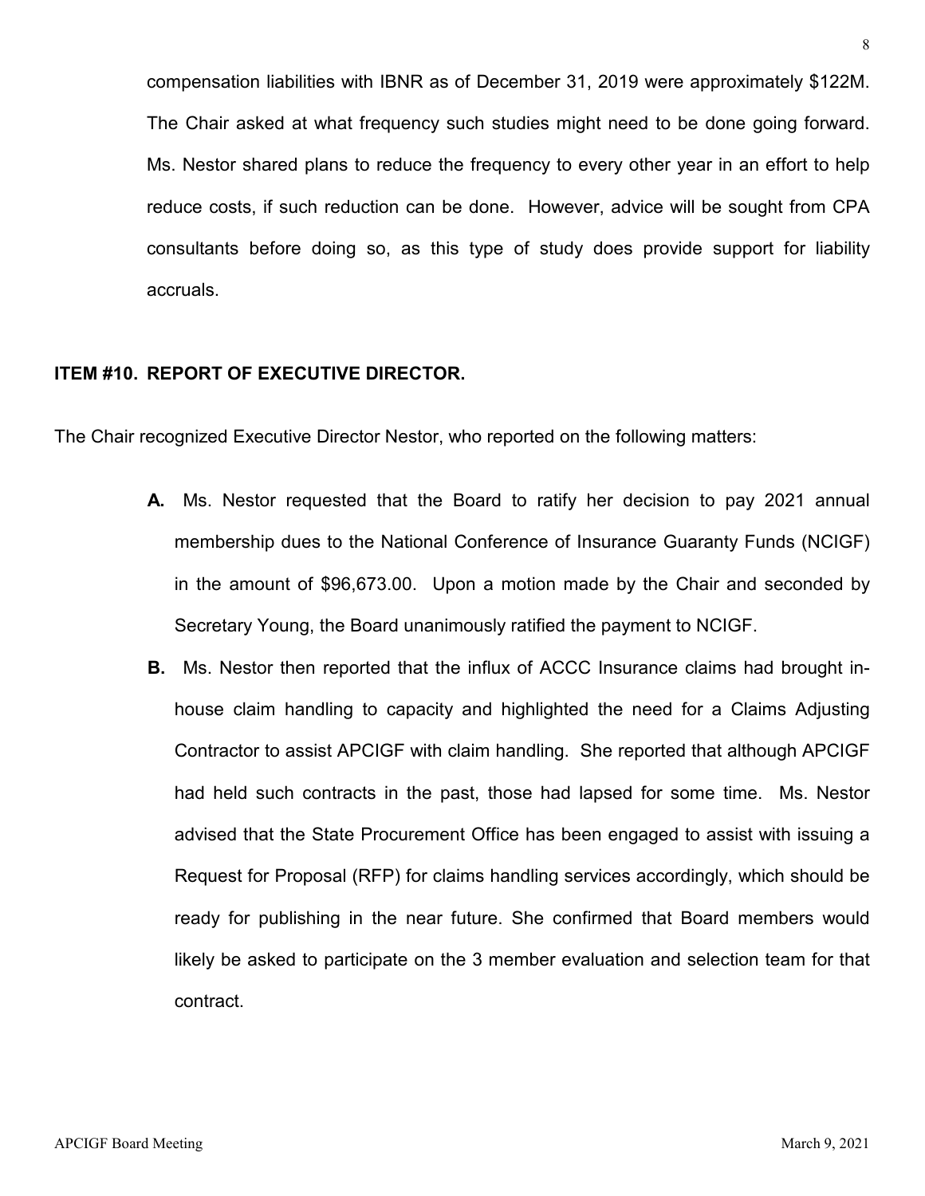compensation liabilities with IBNR as of December 31, 2019 were approximately $122M. The Chair asked at what frequency such studies might need to be done going forward. Ms. Nestor shared plans to reduce the frequency to every other year in an effort to help reduce costs, if such reduction can be done. However, advice will be sought from CPA consultants before doing so, as this type of study does provide support for liability accruals.

**ITEM #10. REPORT OF EXECUTIVE DIRECTOR.**

The Chair recognized Executive Director Nestor, who reported on the following matters:

**A.** Ms. Nestor requested that the Board to ratify her decision to pay 2021 annual membership dues to the National Conference of Insurance Guaranty Funds (NCIGF) in the amount of $96,673.00. Upon a motion made by the Chair and seconded by Secretary Young, the Board unanimously ratified the payment to NCIGF.

**B.** Ms. Nestor then reported that the influx of ACCC Insurance claims had brought in-house claim handling to capacity and highlighted the need for a Claims Adjusting Contractor to assist APCIGF with claim handling. She reported that although APCIGF had held such contracts in the past, those had lapsed for some time. Ms. Nestor advised that the State Procurement Office has been engaged to assist with issuing a Request for Proposal (RFP) for claims handling services accordingly, which should be ready for publishing in the near future. She confirmed that Board members would likely be asked to participate on the 3 member evaluation and selection team for that contract.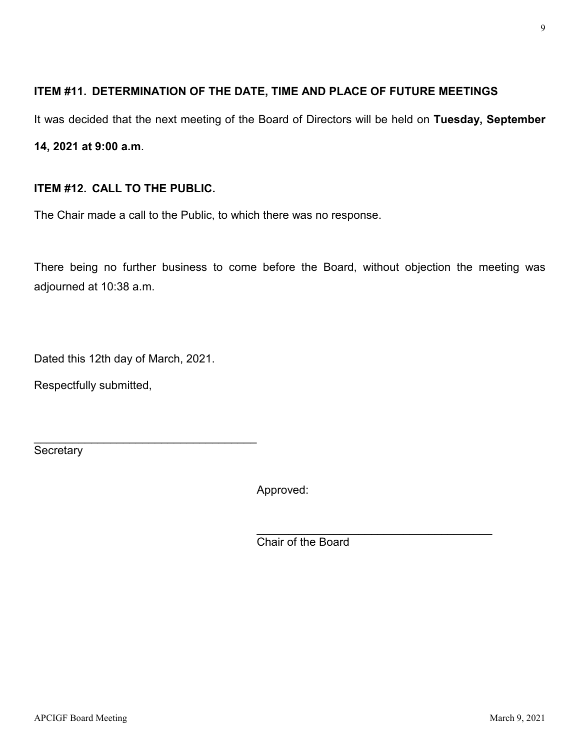**ITEM #11. DETERMINATION OF THE DATE, TIME AND PLACE OF FUTURE MEETINGS**

It was decided that the next meeting of the Board of Directors will be held on **Tuesday, September 14, 2021 at 9:00 a.m**.

**ITEM #12. CALL TO THE PUBLIC.**

The Chair made a call to the Public, to which there was no response.

There being no further business to come before the Board, without objection the meeting was adjourned at 10:38 a.m.

Dated this 12th day of March, 2021.

Respectfully submitted,

\_\_\_\_\_\_\_\_\_\_\_\_\_\_\_\_\_\_\_\_\_\_\_\_\_\_\_\_\_\_\_\_\_\_\_

Secretary

Approved:

\_\_\_\_\_\_\_\_\_\_\_\_\_\_\_\_\_\_\_\_\_\_\_\_\_\_\_\_\_\_\_\_\_\_\_\_\_

Chair of the Board